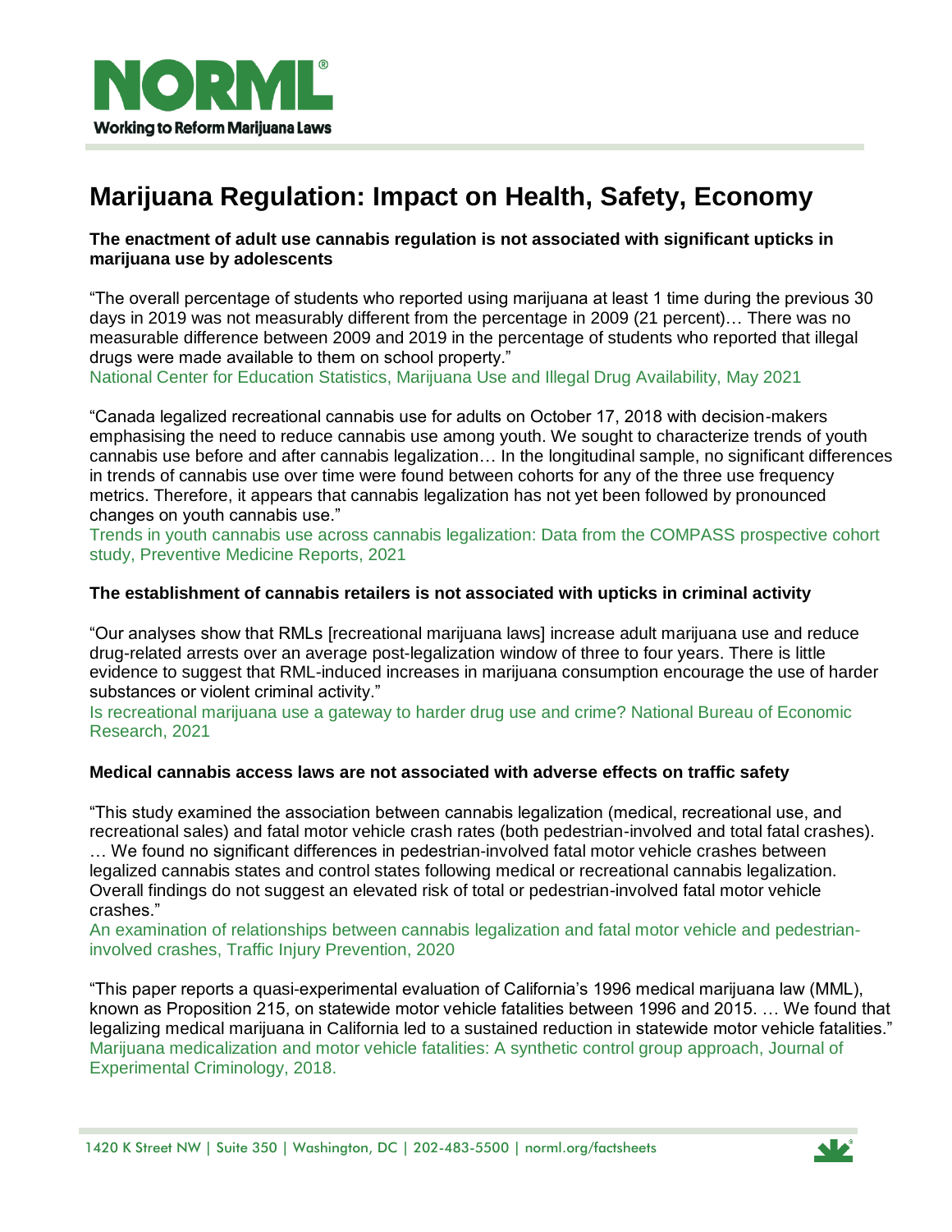NORML

Working to Reform Marijuana Laws

# Marijuana Regulation: Impact on Health, Safety, Economy

**The enactment of adult use cannabis regulation is not associated with significant upticks in marijuana use by adolescents**

"The overall percentage of students who reported using marijuana at least 1 time during the previous 30 days in 2019 was not measurably different from the percentage in 2009 (21 percent)… There was no measurable difference between 2009 and 2019 in the percentage of students who reported that illegal drugs were made available to them on school property."
National Center for Education Statistics, Marijuana Use and Illegal Drug Availability, May 2021

"Canada legalized recreational cannabis use for adults on October 17, 2018 with decision-makers emphasising the need to reduce cannabis use among youth. We sought to characterize trends of youth cannabis use before and after cannabis legalization… In the longitudinal sample, no significant differences in trends of cannabis use over time were found between cohorts for any of the three use frequency metrics. Therefore, it appears that cannabis legalization has not yet been followed by pronounced changes on youth cannabis use."
Trends in youth cannabis use across cannabis legalization: Data from the COMPASS prospective cohort study, Preventive Medicine Reports, 2021

**The establishment of cannabis retailers is not associated with upticks in criminal activity**

"Our analyses show that RMLs [recreational marijuana laws] increase adult marijuana use and reduce drug-related arrests over an average post-legalization window of three to four years. There is little evidence to suggest that RML-induced increases in marijuana consumption encourage the use of harder substances or violent criminal activity."
Is recreational marijuana use a gateway to harder drug use and crime? National Bureau of Economic Research, 2021

**Medical cannabis access laws are not associated with adverse effects on traffic safety**

"This study examined the association between cannabis legalization (medical, recreational use, and recreational sales) and fatal motor vehicle crash rates (both pedestrian-involved and total fatal crashes). … We found no significant differences in pedestrian-involved fatal motor vehicle crashes between legalized cannabis states and control states following medical or recreational cannabis legalization. Overall findings do not suggest an elevated risk of total or pedestrian-involved fatal motor vehicle crashes."
An examination of relationships between cannabis legalization and fatal motor vehicle and pedestrian-involved crashes, Traffic Injury Prevention, 2020

"This paper reports a quasi-experimental evaluation of California's 1996 medical marijuana law (MML), known as Proposition 215, on statewide motor vehicle fatalities between 1996 and 2015. … We found that legalizing medical marijuana in California led to a sustained reduction in statewide motor vehicle fatalities."
Marijuana medicalization and motor vehicle fatalities: A synthetic control group approach, Journal of Experimental Criminology, 2018.

1420 K Street NW | Suite 350 | Washington, DC | 202-483-5500 | norml.org/factsheets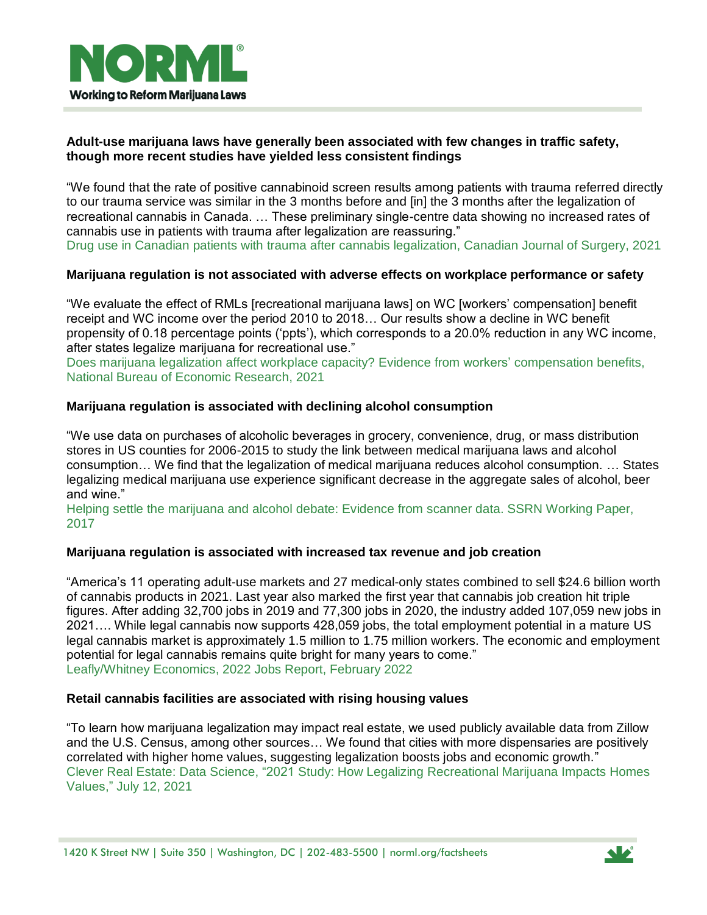# NORML

Working to Reform Marijuana Laws

**Adult-use marijuana laws have generally been associated with few changes in traffic safety, though more recent studies have yielded less consistent findings**

"We found that the rate of positive cannabinoid screen results among patients with trauma referred directly to our trauma service was similar in the 3 months before and [in] the 3 months after the legalization of recreational cannabis in Canada. … These preliminary single-centre data showing no increased rates of cannabis use in patients with trauma after legalization are reassuring."
Drug use in Canadian patients with trauma after cannabis legalization, Canadian Journal of Surgery, 2021

**Marijuana regulation is not associated with adverse effects on workplace performance or safety**

"We evaluate the effect of RMLs [recreational marijuana laws] on WC [workers' compensation] benefit receipt and WC income over the period 2010 to 2018… Our results show a decline in WC benefit propensity of 0.18 percentage points ('ppts'), which corresponds to a 20.0% reduction in any WC income, after states legalize marijuana for recreational use."
Does marijuana legalization affect workplace capacity? Evidence from workers' compensation benefits, National Bureau of Economic Research, 2021

**Marijuana regulation is associated with declining alcohol consumption**

"We use data on purchases of alcoholic beverages in grocery, convenience, drug, or mass distribution stores in US counties for 2006-2015 to study the link between medical marijuana laws and alcohol consumption… We find that the legalization of medical marijuana reduces alcohol consumption. … States legalizing medical marijuana use experience significant decrease in the aggregate sales of alcohol, beer and wine."
Helping settle the marijuana and alcohol debate: Evidence from scanner data. SSRN Working Paper, 2017

**Marijuana regulation is associated with increased tax revenue and job creation**

"America's 11 operating adult-use markets and 27 medical-only states combined to sell $24.6 billion worth of cannabis products in 2021. Last year also marked the first year that cannabis job creation hit triple figures. After adding 32,700 jobs in 2019 and 77,300 jobs in 2020, the industry added 107,059 new jobs in 2021…. While legal cannabis now supports 428,059 jobs, the total employment potential in a mature US legal cannabis market is approximately 1.5 million to 1.75 million workers. The economic and employment potential for legal cannabis remains quite bright for many years to come."
Leafly/Whitney Economics, 2022 Jobs Report, February 2022

**Retail cannabis facilities are associated with rising housing values**

"To learn how marijuana legalization may impact real estate, we used publicly available data from Zillow and the U.S. Census, among other sources… We found that cities with more dispensaries are positively correlated with higher home values, suggesting legalization boosts jobs and economic growth."
Clever Real Estate: Data Science, "2021 Study: How Legalizing Recreational Marijuana Impacts Homes Values," July 12, 2021

1420 K Street NW | Suite 350 | Washington, DC | 202-483-5500 | norml.org/factsheets